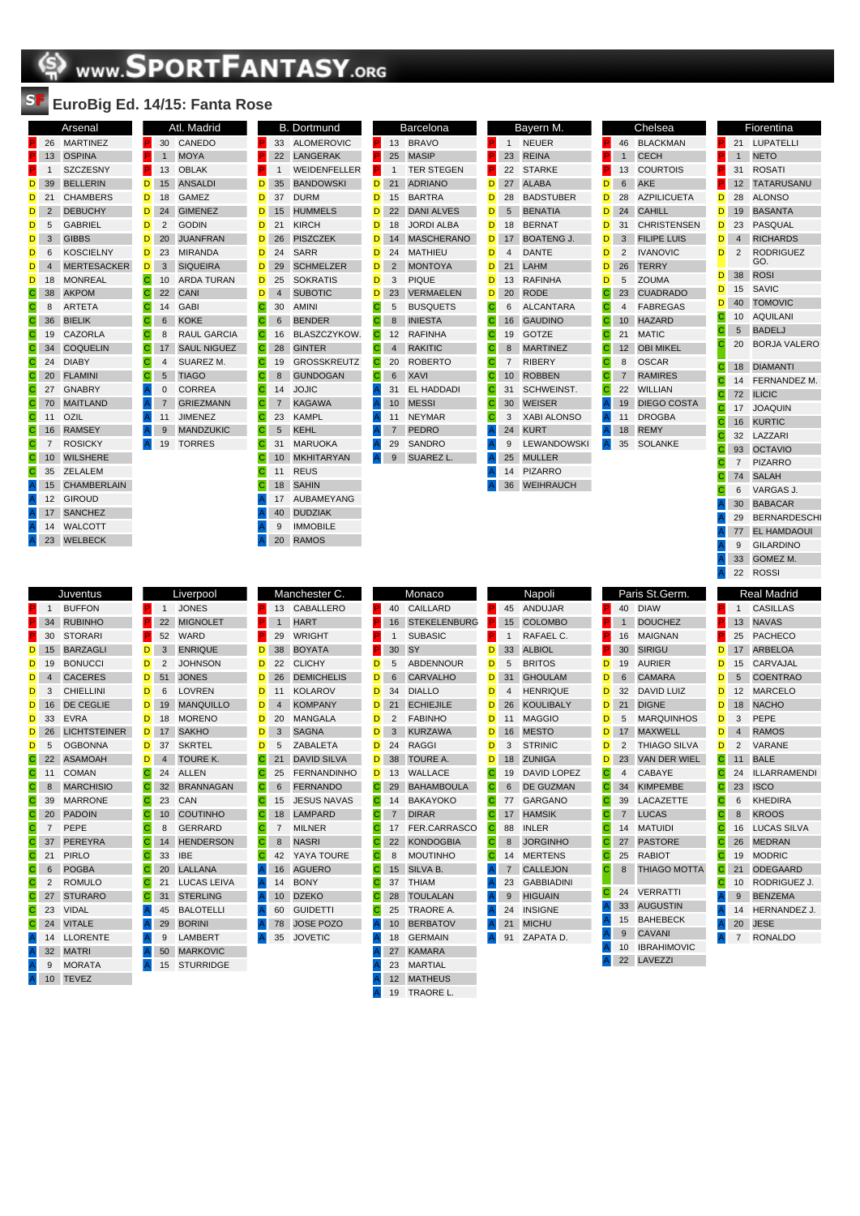# www.SPORTFANTASY.org

## EuroBig Ed. 14/15: Fanta Rose

### Arsenal

| Ruolo | N. | Giocatore |
|---|---|---|
| P | 26 | MARTINEZ |
| P | 13 | OSPINA |
| P | 1 | SZCZESNY |
| D | 39 | BELLERIN |
| D | 21 | CHAMBERS |
| D | 2 | DEBUCHY |
| D | 5 | GABRIEL |
| D | 3 | GIBBS |
| D | 6 | KOSCIELNY |
| D | 4 | MERTESACKER |
| D | 18 | MONREAL |
| C | 38 | AKPOM |
| C | 8 | ARTETA |
| C | 36 | BIELIK |
| C | 19 | CAZORLA |
| C | 34 | COQUELIN |
| C | 24 | DIABY |
| C | 20 | FLAMINI |
| C | 27 | GNABRY |
| C | 70 | MAITLAND |
| C | 11 | OZIL |
| C | 16 | RAMSEY |
| C | 7 | ROSICKY |
| C | 10 | WILSHERE |
| C | 35 | ZELALEM |
| A | 15 | CHAMBERLAIN |
| A | 12 | GIROUD |
| A | 17 | SANCHEZ |
| A | 14 | WALCOTT |
| A | 23 | WELBECK |

### Atl. Madrid

| Ruolo | N. | Giocatore |
|---|---|---|
| P | 30 | CANEDO |
| P | 1 | MOYA |
| P | 13 | OBLAK |
| D | 15 | ANSALDI |
| D | 18 | GAMEZ |
| D | 24 | GIMENEZ |
| D | 2 | GODIN |
| D | 20 | JUANFRAN |
| D | 23 | MIRANDA |
| D | 3 | SIQUEIRA |
| C | 10 | ARDA TURAN |
| C | 22 | CANI |
| C | 14 | GABI |
| C | 6 | KOKE |
| C | 8 | RAUL GARCIA |
| C | 17 | SAUL NIGUEZ |
| C | 4 | SUAREZ M. |
| C | 5 | TIAGO |
| A | 0 | CORREA |
| A | 7 | GRIEZMANN |
| A | 11 | JIMENEZ |
| A | 9 | MANDZUKIC |
| A | 19 | TORRES |

### B. Dortmund

| Ruolo | N. | Giocatore |
|---|---|---|
| P | 33 | ALOMEROVIC |
| P | 22 | LANGERAK |
| P | 1 | WEIDENFELLER |
| D | 35 | BANDOWSKI |
| D | 37 | DURM |
| D | 15 | HUMMELS |
| D | 21 | KIRCH |
| D | 26 | PISZCZEK |
| D | 24 | SARR |
| D | 29 | SCHMELZER |
| D | 25 | SOKRATIS |
| D | 4 | SUBOTIC |
| C | 30 | AMINI |
| C | 6 | BENDER |
| C | 16 | BLASZCZYKOW. |
| C | 28 | GINTER |
| C | 19 | GROSSKREUTZ |
| C | 8 | GUNDOGAN |
| C | 14 | JOJIC |
| C | 7 | KAGAWA |
| C | 23 | KAMPL |
| C | 5 | KEHL |
| C | 31 | MARUOKA |
| C | 10 | MKHITARYAN |
| C | 11 | REUS |
| C | 18 | SAHIN |
| A | 17 | AUBAMEYANG |
| A | 40 | DUDZIAK |
| A | 9 | IMMOBILE |
| A | 20 | RAMOS |

### Barcelona

| Ruolo | N. | Giocatore |
|---|---|---|
| P | 13 | BRAVO |
| P | 25 | MASIP |
| P | 1 | TER STEGEN |
| D | 21 | ADRIANO |
| D | 15 | BARTRA |
| D | 22 | DANI ALVES |
| D | 18 | JORDI ALBA |
| D | 14 | MASCHERANO |
| D | 24 | MATHIEU |
| D | 2 | MONTOYA |
| D | 3 | PIQUE |
| D | 23 | VERMAELEN |
| C | 5 | BUSQUETS |
| C | 8 | INIESTA |
| C | 12 | RAFINHA |
| C | 4 | RAKITIC |
| C | 20 | ROBERTO |
| C | 6 | XAVI |
| A | 31 | EL HADDADI |
| A | 10 | MESSI |
| A | 11 | NEYMAR |
| A | 7 | PEDRO |
| A | 29 | SANDRO |
| A | 9 | SUAREZ L. |

### Bayern M.

| Ruolo | N. | Giocatore |
|---|---|---|
| P | 1 | NEUER |
| P | 23 | REINA |
| P | 22 | STARKE |
| D | 27 | ALABA |
| D | 28 | BADSTUBER |
| D | 5 | BENATIA |
| D | 18 | BERNAT |
| D | 17 | BOATENG J. |
| D | 4 | DANTE |
| D | 21 | LAHM |
| D | 13 | RAFINHA |
| D | 20 | RODE |
| C | 6 | ALCANTARA |
| C | 16 | GAUDINO |
| C | 19 | GOTZE |
| C | 8 | MARTINEZ |
| C | 7 | RIBERY |
| C | 10 | ROBBEN |
| C | 31 | SCHWEINST. |
| C | 30 | WEISER |
| C | 3 | XABI ALONSO |
| A | 24 | KURT |
| A | 9 | LEWANDOWSKI |
| A | 25 | MULLER |
| A | 14 | PIZARRO |
| A | 36 | WEIHRAUCH |

### Chelsea

| Ruolo | N. | Giocatore |
|---|---|---|
| P | 46 | BLACKMAN |
| P | 1 | CECH |
| P | 13 | COURTOIS |
| D | 6 | AKE |
| D | 28 | AZPILICUETA |
| D | 24 | CAHILL |
| D | 31 | CHRISTENSEN |
| D | 3 | FILIPE LUIS |
| D | 2 | IVANOVIC |
| D | 26 | TERRY |
| D | 5 | ZOUMA |
| C | 23 | CUADRADO |
| C | 4 | FABREGAS |
| C | 10 | HAZARD |
| C | 21 | MATIC |
| C | 12 | OBI MIKEL |
| C | 8 | OSCAR |
| C | 7 | RAMIRES |
| C | 22 | WILLIAN |
| A | 19 | DIEGO COSTA |
| A | 11 | DROGBA |
| A | 18 | REMY |
| A | 35 | SOLANKE |

### Fiorentina

| Ruolo | N. | Giocatore |
|---|---|---|
| P | 21 | LUPATELLI |
| P | 1 | NETO |
| P | 31 | ROSATI |
| P | 12 | TATARUSANU |
| D | 28 | ALONSO |
| D | 19 | BASANTA |
| D | 23 | PASQUAL |
| D | 4 | RICHARDS |
| D | 2 | RODRIGUEZ GO. |
| D | 38 | ROSI |
| D | 15 | SAVIC |
| D | 40 | TOMOVIC |
| C | 10 | AQUILANI |
| C | 5 | BADELJ |
| C | 20 | BORJA VALERO |
| C | 18 | DIAMANTI |
| C | 14 | FERNANDEZ M. |
| C | 72 | ILICIC |
| C | 17 | JOAQUIN |
| C | 16 | KURTIC |
| C | 32 | LAZZARI |
| C | 93 | OCTAVIO |
| C | 7 | PIZARRO |
| C | 74 | SALAH |
| C | 6 | VARGAS J. |
| A | 30 | BABACAR |
| A | 29 | BERNARDESCHI |
| A | 77 | EL HAMDAOUI |
| A | 9 | GILARDINO |
| A | 33 | GOMEZ M. |
| A | 22 | ROSSI |

### Juventus

| Ruolo | N. | Giocatore |
|---|---|---|
| P | 1 | BUFFON |
| P | 34 | RUBINHO |
| P | 30 | STORARI |
| D | 15 | BARZAGLI |
| D | 19 | BONUCCI |
| D | 4 | CACERES |
| D | 3 | CHIELLINI |
| D | 16 | DE CEGLIE |
| D | 33 | EVRA |
| D | 26 | LICHTSTEINER |
| D | 5 | OGBONNA |
| C | 22 | ASAMOAH |
| C | 11 | COMAN |
| C | 8 | MARCHISIO |
| C | 39 | MARRONE |
| C | 20 | PADOIN |
| C | 7 | PEPE |
| C | 37 | PEREYRA |
| C | 21 | PIRLO |
| C | 6 | POGBA |
| C | 2 | ROMULO |
| C | 27 | STURARO |
| C | 23 | VIDAL |
| C | 24 | VITALE |
| A | 14 | LLORENTE |
| A | 32 | MATRI |
| A | 9 | MORATA |
| A | 10 | TEVEZ |

### Liverpool

| Ruolo | N. | Giocatore |
|---|---|---|
| P | 1 | JONES |
| P | 22 | MIGNOLET |
| P | 52 | WARD |
| D | 3 | ENRIQUE |
| D | 2 | JOHNSON |
| D | 51 | JONES |
| D | 6 | LOVREN |
| D | 19 | MANQUILLO |
| D | 18 | MORENO |
| D | 17 | SAKHO |
| D | 37 | SKRTEL |
| D | 4 | TOURE K. |
| C | 24 | ALLEN |
| C | 32 | BRANNAGAN |
| C | 23 | CAN |
| C | 10 | COUTINHO |
| C | 8 | GERRARD |
| C | 14 | HENDERSON |
| C | 33 | IBE |
| C | 20 | LALLANA |
| C | 21 | LUCAS LEIVA |
| C | 31 | STERLING |
| A | 45 | BALOTELLI |
| A | 29 | BORINI |
| A | 9 | LAMBERT |
| A | 50 | MARKOVIC |
| A | 15 | STURRIDGE |

### Manchester C.

| Ruolo | N. | Giocatore |
|---|---|---|
| P | 13 | CABALLERO |
| P | 1 | HART |
| P | 29 | WRIGHT |
| D | 38 | BOYATA |
| D | 22 | CLICHY |
| D | 26 | DEMICHELIS |
| D | 11 | KOLAROV |
| D | 4 | KOMPANY |
| D | 20 | MANGALA |
| D | 3 | SAGNA |
| D | 5 | ZABALETA |
| C | 21 | DAVID SILVA |
| C | 25 | FERNANDINHO |
| C | 6 | FERNANDO |
| C | 15 | JESUS NAVAS |
| C | 18 | LAMPARD |
| C | 7 | MILNER |
| C | 8 | NASRI |
| C | 42 | YAYA TOURE |
| A | 16 | AGUERO |
| A | 14 | BONY |
| A | 10 | DZEKO |
| A | 60 | GUIDETTI |
| A | 78 | JOSE POZO |
| A | 35 | JOVETIC |

### Monaco

| Ruolo | N. | Giocatore |
|---|---|---|
| P | 40 | CAILLARD |
| P | 16 | STEKELENBURG |
| P | 1 | SUBASIC |
| P | 30 | SY |
| D | 5 | ABDENNOUR |
| D | 6 | CARVALHO |
| D | 34 | DIALLO |
| D | 21 | ECHIEJILE |
| D | 2 | FABINHO |
| D | 3 | KURZAWA |
| D | 24 | RAGGI |
| D | 38 | TOURE A. |
| D | 13 | WALLACE |
| C | 29 | BAHAMBOULA |
| C | 14 | BAKAYOKO |
| C | 7 | DIRAR |
| C | 17 | FER.CARRASCO |
| C | 22 | KONDOGBIA |
| C | 8 | MOUTINHO |
| C | 15 | SILVA B. |
| C | 37 | THIAM |
| C | 28 | TOULALAN |
| C | 25 | TRAORE A. |
| A | 10 | BERBATOV |
| A | 18 | GERMAIN |
| A | 27 | KAMARA |
| A | 23 | MARTIAL |
| A | 12 | MATHEUS |
| A | 19 | TRAORE L. |

### Napoli

| Ruolo | N. | Giocatore |
|---|---|---|
| P | 45 | ANDUJAR |
| P | 15 | COLOMBO |
| P | 1 | RAFAEL C. |
| D | 33 | ALBIOL |
| D | 5 | BRITOS |
| D | 31 | GHOULAM |
| D | 4 | HENRIQUE |
| D | 26 | KOULIBALY |
| D | 11 | MAGGIO |
| D | 16 | MESTO |
| D | 3 | STRINIC |
| D | 18 | ZUNIGA |
| C | 19 | DAVID LOPEZ |
| C | 6 | DE GUZMAN |
| C | 77 | GARGANO |
| C | 17 | HAMSIK |
| C | 88 | INLER |
| C | 8 | JORGINHO |
| C | 14 | MERTENS |
| A | 7 | CALLEJON |
| A | 23 | GABBIADINI |
| A | 9 | HIGUAIN |
| A | 24 | INSIGNE |
| A | 21 | MICHU |
| A | 91 | ZAPATA D. |

### Paris St.Germ.

| Ruolo | N. | Giocatore |
|---|---|---|
| P | 40 | DIAW |
| P | 1 | DOUCHEZ |
| P | 16 | MAIGNAN |
| P | 30 | SIRIGU |
| D | 19 | AURIER |
| D | 6 | CAMARA |
| D | 32 | DAVID LUIZ |
| D | 21 | DIGNE |
| D | 5 | MARQUINHOS |
| D | 17 | MAXWELL |
| D | 2 | THIAGO SILVA |
| D | 23 | VAN DER WIEL |
| C | 4 | CABAYE |
| C | 34 | KIMPEMBE |
| C | 39 | LACAZETTE |
| C | 7 | LUCAS |
| C | 14 | MATUIDI |
| C | 27 | PASTORE |
| C | 25 | RABIOT |
| C | 8 | THIAGO MOTTA |
| C | 24 | VERRATTI |
| A | 33 | AUGUSTIN |
| A | 15 | BAHEBECK |
| A | 9 | CAVANI |
| A | 10 | IBRAHIMOVIC |
| A | 22 | LAVEZZI |

### Real Madrid

| Ruolo | N. | Giocatore |
|---|---|---|
| P | 1 | CASILLAS |
| P | 13 | NAVAS |
| P | 25 | PACHECO |
| D | 17 | ARBELOA |
| D | 15 | CARVAJAL |
| D | 5 | COENTRAO |
| D | 12 | MARCELO |
| D | 18 | NACHO |
| D | 3 | PEPE |
| D | 4 | RAMOS |
| D | 2 | VARANE |
| C | 11 | BALE |
| C | 24 | ILLARRAMENDI |
| C | 23 | ISCO |
| C | 6 | KHEDIRA |
| C | 8 | KROOS |
| C | 16 | LUCAS SILVA |
| C | 26 | MEDRAN |
| C | 19 | MODRIC |
| C | 21 | ODEGAARD |
| C | 10 | RODRIGUEZ J. |
| A | 9 | BENZEMA |
| A | 14 | HERNANDEZ J. |
| A | 20 | JESE |
| A | 7 | RONALDO |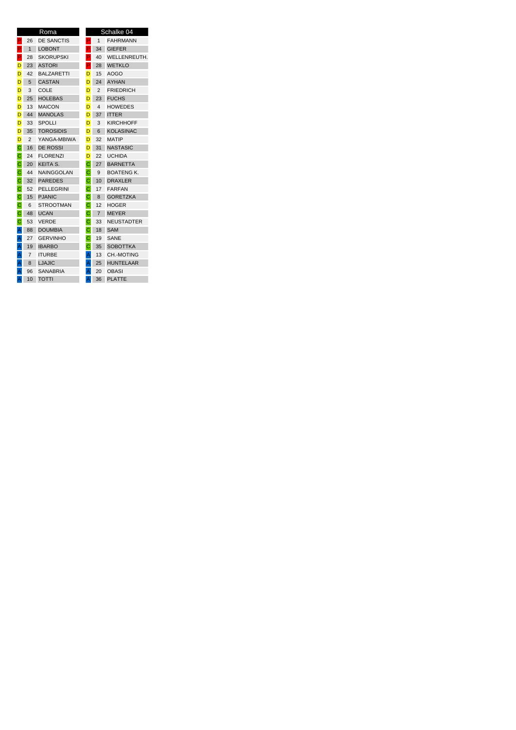| | | Roma | | | Schalke 04 |
|---|---|---|---|---|---|
| P | 26 | DE SANCTIS | P | 1 | FAHRMANN |
| P | 1 | LOBONT | P | 34 | GIEFER |
| P | 28 | SKORUPSKI | P | 40 | WELLENREUTH. |
| D | 23 | ASTORI | P | 28 | WETKLO |
| D | 42 | BALZARETTI | D | 15 | AOGO |
| D | 5 | CASTAN | D | 24 | AYHAN |
| D | 3 | COLE | D | 2 | FRIEDRICH |
| D | 25 | HOLEBAS | D | 23 | FUCHS |
| D | 13 | MAICON | D | 4 | HOWEDES |
| D | 44 | MANOLAS | D | 37 | ITTER |
| D | 33 | SPOLLI | D | 3 | KIRCHHOFF |
| D | 35 | TOROSIDIS | D | 6 | KOLASINAC |
| D | 2 | YANGA-MBIWA | D | 32 | MATIP |
| C | 16 | DE ROSSI | D | 31 | NASTASIC |
| C | 24 | FLORENZI | D | 22 | UCHIDA |
| C | 20 | KEITA S. | C | 27 | BARNETTA |
| C | 44 | NAINGGOLAN | C | 9 | BOATENG K. |
| C | 32 | PAREDES | C | 10 | DRAXLER |
| C | 52 | PELLEGRINI | C | 17 | FARFAN |
| C | 15 | PJANIC | C | 8 | GORETZKA |
| C | 6 | STROOTMAN | C | 12 | HOGER |
| C | 48 | UCAN | C | 7 | MEYER |
| C | 53 | VERDE | C | 33 | NEUSTADTER |
| A | 88 | DOUMBIA | C | 18 | SAM |
| A | 27 | GERVINHO | C | 19 | SANE |
| A | 19 | IBARBO | C | 35 | SOBOTTKA |
| A | 7 | ITURBE | A | 13 | CH.-MOTING |
| A | 8 | LJAJIC | A | 25 | HUNTELAAR |
| A | 96 | SANABRIA | A | 20 | OBASI |
| A | 10 | TOTTI | A | 36 | PLATTE |